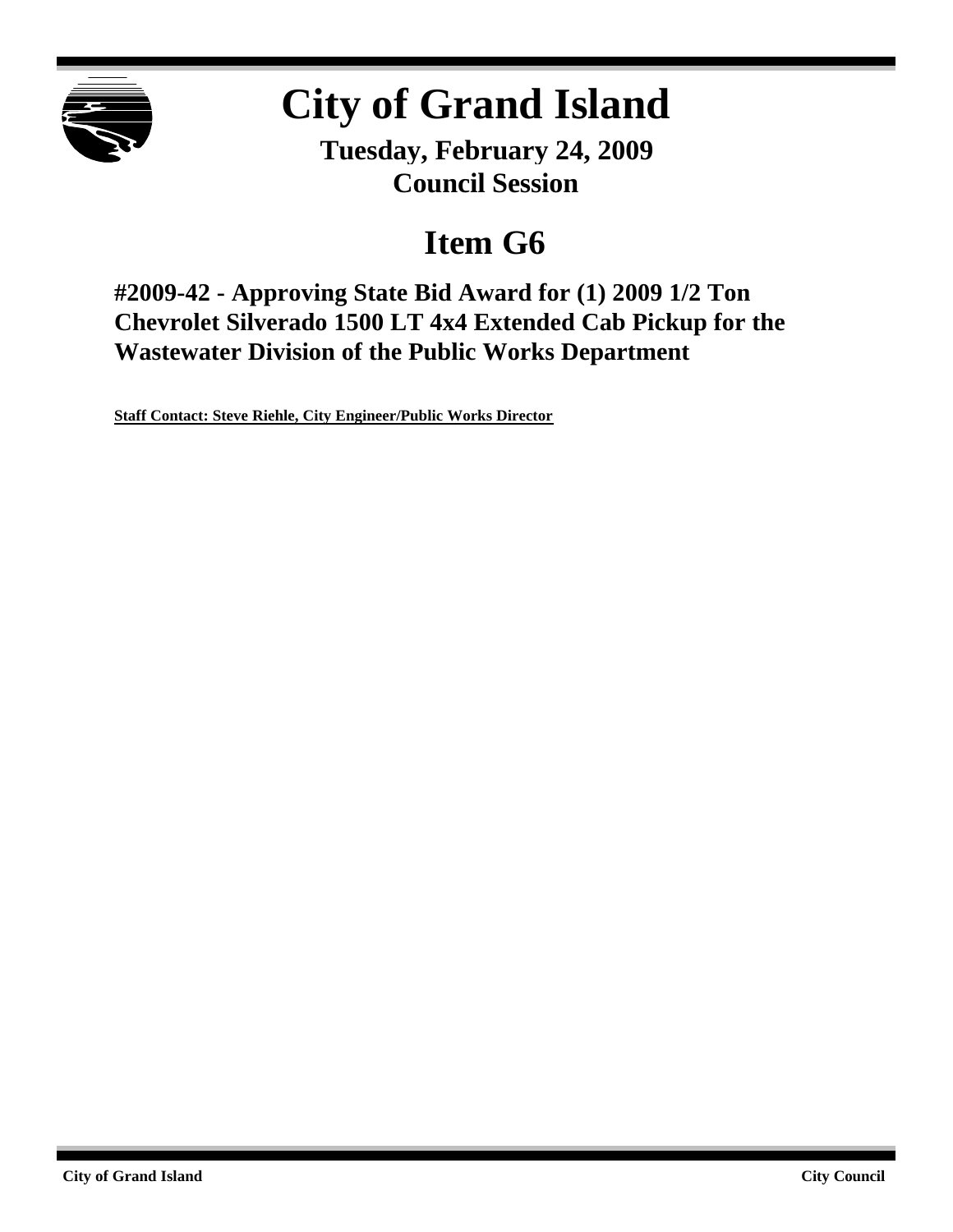# City of Grand Island

**Tuesday, February 24, 2009**
**Council Session**

## Item G6

### #2009-42 - Approving State Bid Award for (1) 2009 1/2 Ton Chevrolet Silverado 1500 LT 4x4 Extended Cab Pickup for the Wastewater Division of the Public Works Department

**Staff Contact: Steve Riehle, City Engineer/Public Works Director**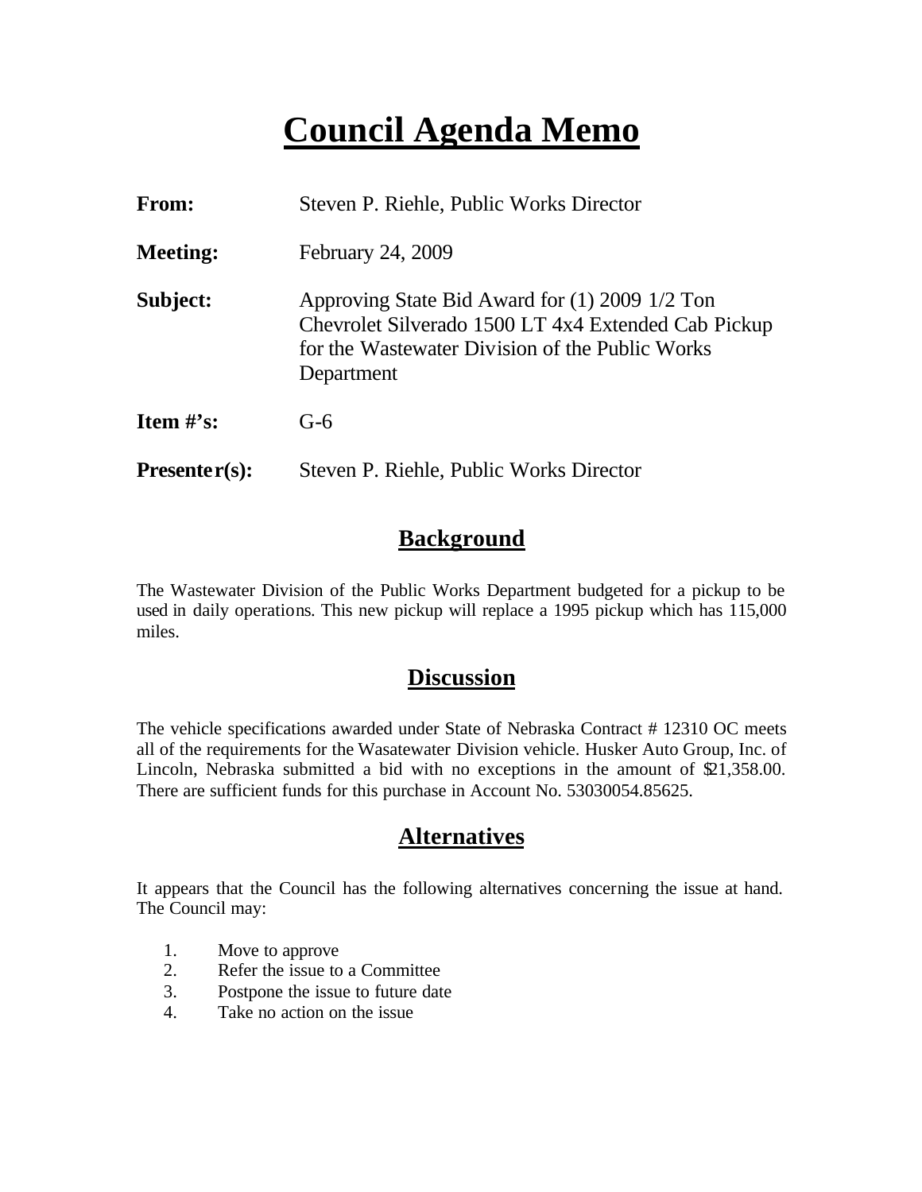# Council Agenda Memo

**From:** Steven P. Riehle, Public Works Director

**Meeting:** February 24, 2009

**Subject:** Approving State Bid Award for (1) 2009 1/2 Ton Chevrolet Silverado 1500 LT 4x4 Extended Cab Pickup for the Wastewater Division of the Public Works Department

**Item #'s:** G-6

**Presenter(s):** Steven P. Riehle, Public Works Director

## Background

The Wastewater Division of the Public Works Department budgeted for a pickup to be used in daily operations. This new pickup will replace a 1995 pickup which has 115,000 miles.

## Discussion

The vehicle specifications awarded under State of Nebraska Contract # 12310 OC meets all of the requirements for the Wasatewater Division vehicle. Husker Auto Group, Inc. of Lincoln, Nebraska submitted a bid with no exceptions in the amount of $21,358.00. There are sufficient funds for this purchase in Account No. 53030054.85625.

## Alternatives

It appears that the Council has the following alternatives concerning the issue at hand. The Council may:

1. Move to approve
2. Refer the issue to a Committee
3. Postpone the issue to future date
4. Take no action on the issue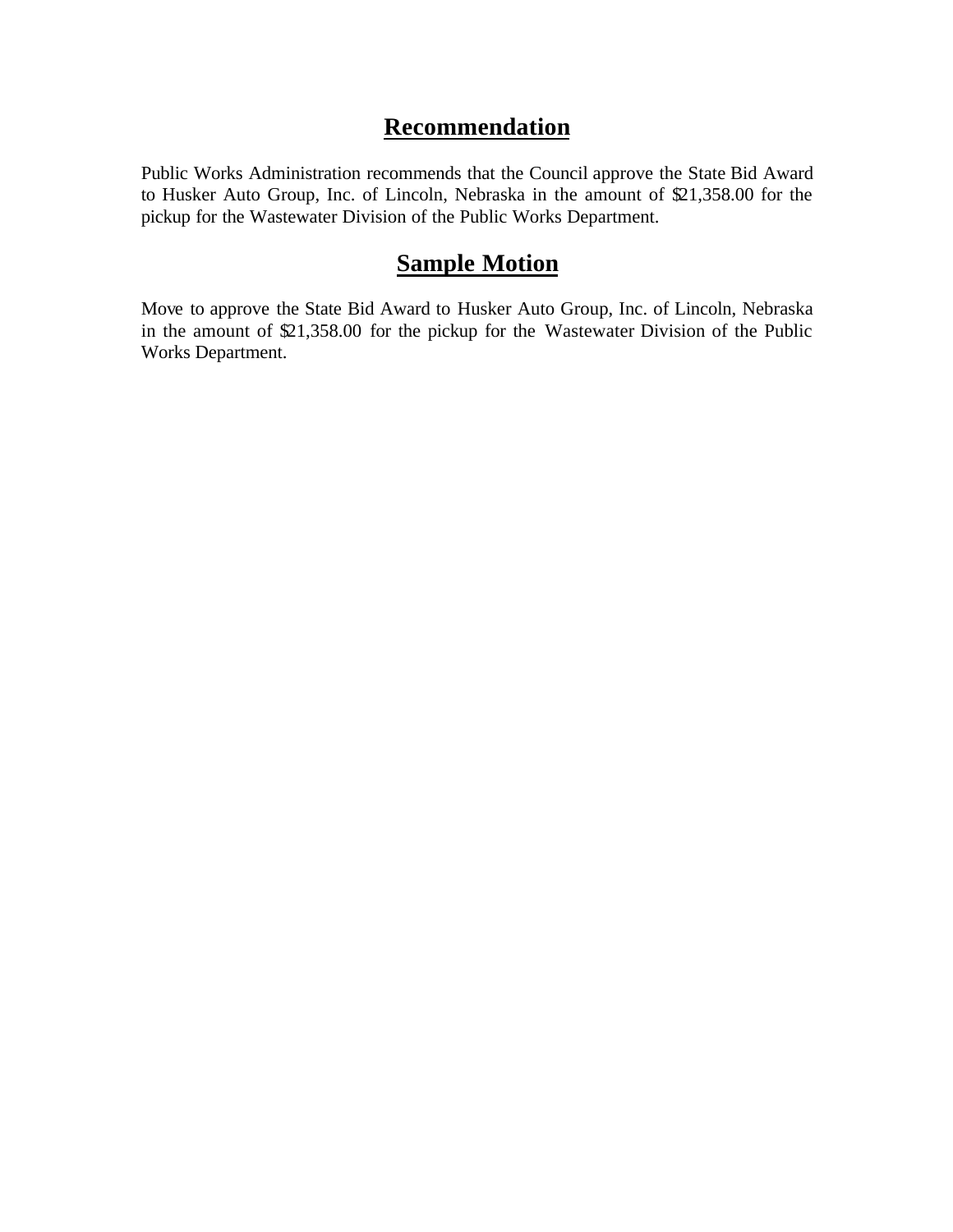## Recommendation

Public Works Administration recommends that the Council approve the State Bid Award to Husker Auto Group, Inc. of Lincoln, Nebraska in the amount of $21,358.00 for the pickup for the Wastewater Division of the Public Works Department.

## Sample Motion

Move to approve the State Bid Award to Husker Auto Group, Inc. of Lincoln, Nebraska in the amount of $21,358.00 for the pickup for the Wastewater Division of the Public Works Department.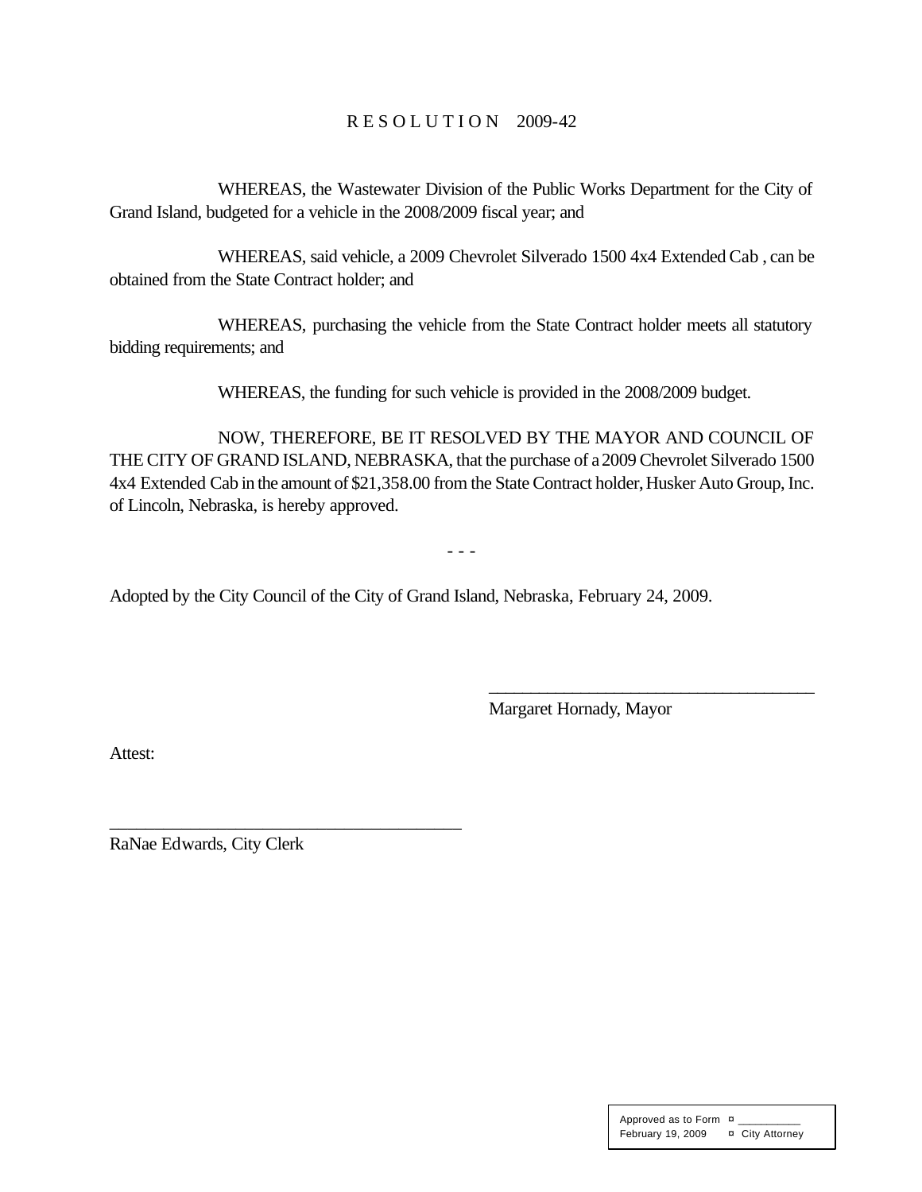# R E S O L U T I O N 2009-42

WHEREAS, the Wastewater Division of the Public Works Department for the City of Grand Island, budgeted for a vehicle in the 2008/2009 fiscal year; and

WHEREAS, said vehicle, a 2009 Chevrolet Silverado 1500 4x4 Extended Cab , can be obtained from the State Contract holder; and

WHEREAS, purchasing the vehicle from the State Contract holder meets all statutory bidding requirements; and

WHEREAS, the funding for such vehicle is provided in the 2008/2009 budget.

NOW, THEREFORE, BE IT RESOLVED BY THE MAYOR AND COUNCIL OF THE CITY OF GRAND ISLAND, NEBRASKA, that the purchase of a 2009 Chevrolet Silverado 1500 4x4 Extended Cab in the amount of $21,358.00 from the State Contract holder, Husker Auto Group, Inc. of Lincoln, Nebraska, is hereby approved.

- - -

Adopted by the City Council of the City of Grand Island, Nebraska, February 24, 2009.

_____________________________________
Margaret Hornady, Mayor

Attest:

_____________________________________
RaNae Edwards, City Clerk

Approved as to Form ¤ __________
February 19, 2009 ¤ City Attorney